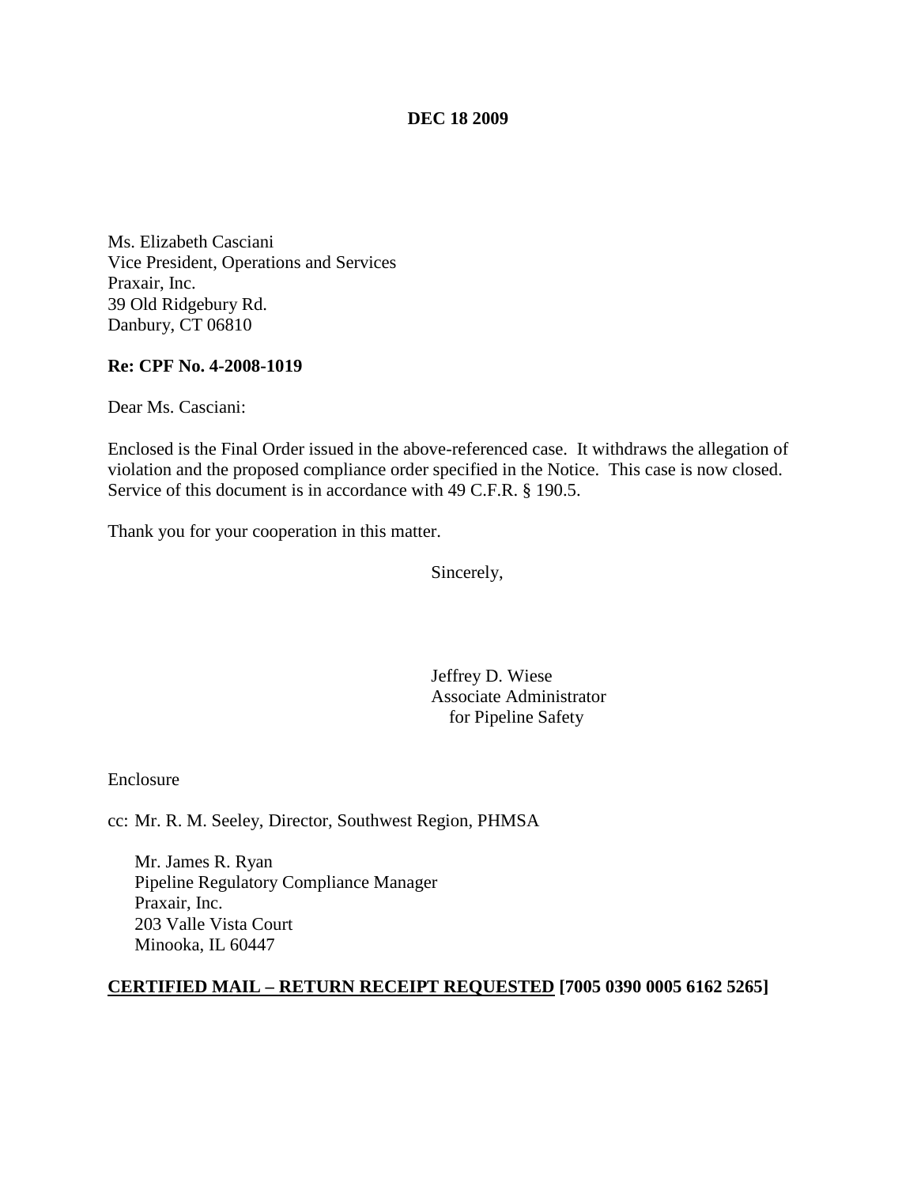**DEC 18 2009**

Ms. Elizabeth Casciani
Vice President, Operations and Services
Praxair, Inc.
39 Old Ridgebury Rd.
Danbury, CT 06810

**Re: CPF No. 4-2008-1019**

Dear Ms. Casciani:

Enclosed is the Final Order issued in the above-referenced case. It withdraws the allegation of violation and the proposed compliance order specified in the Notice. This case is now closed. Service of this document is in accordance with 49 C.F.R. § 190.5.

Thank you for your cooperation in this matter.

Sincerely,

Jeffrey D. Wiese
Associate Administrator
for Pipeline Safety

Enclosure

cc: Mr. R. M. Seeley, Director, Southwest Region, PHMSA

Mr. James R. Ryan
Pipeline Regulatory Compliance Manager
Praxair, Inc.
203 Valle Vista Court
Minooka, IL 60447

**CERTIFIED MAIL – RETURN RECEIPT REQUESTED [7005 0390 0005 6162 5265]**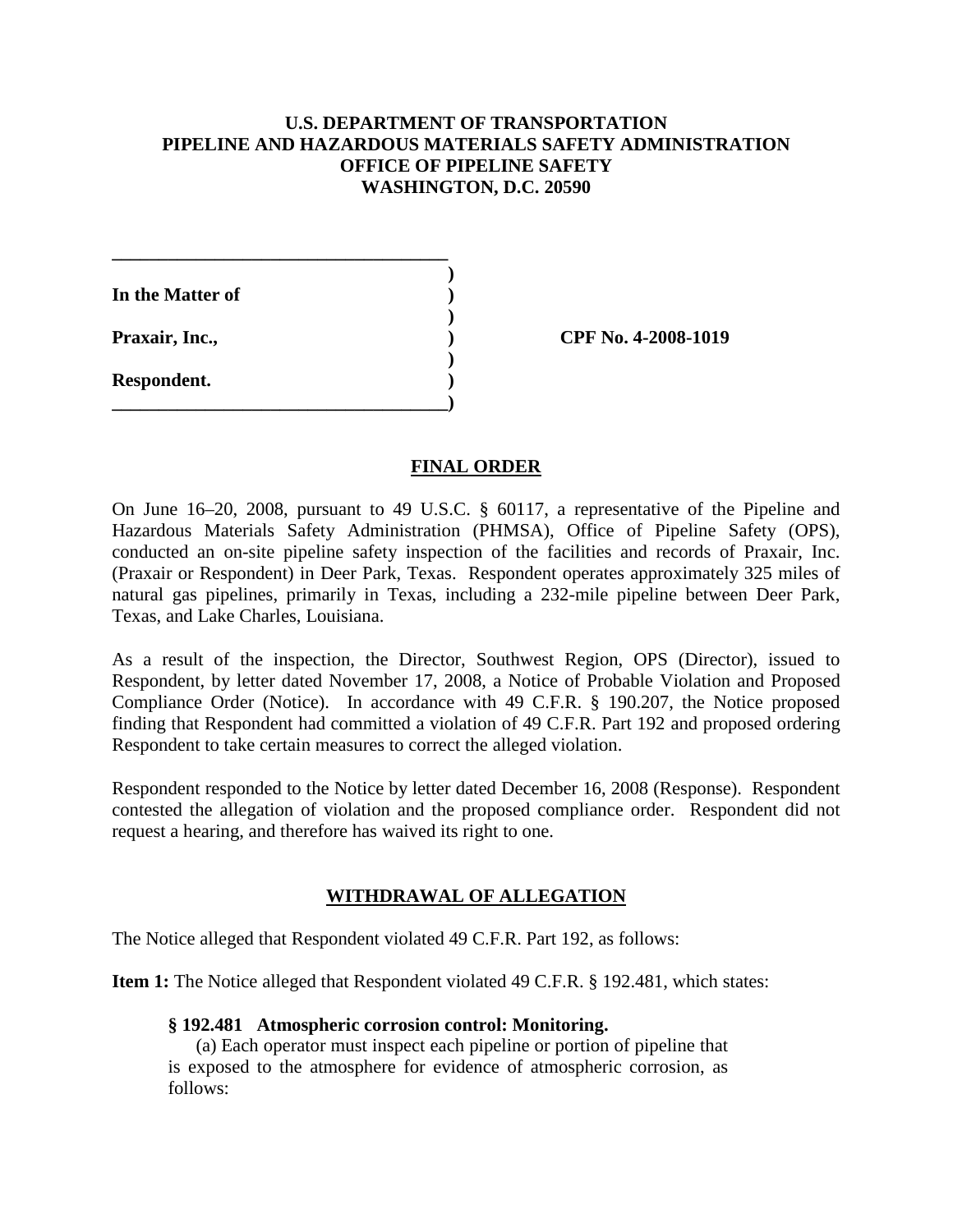**U.S. DEPARTMENT OF TRANSPORTATION**
**PIPELINE AND HAZARDOUS MATERIALS SAFETY ADMINISTRATION**
**OFFICE OF PIPELINE SAFETY**
**WASHINGTON, D.C. 20590**

| | | |
|---|---|---|
| **In the Matter of** | **)** | |
| | **)** | |
| **Praxair, Inc.,** | **)** | **CPF No. 4-2008-1019** |
| | **)** | |
| **Respondent.** | **)** | |

## FINAL ORDER

On June 16–20, 2008, pursuant to 49 U.S.C. § 60117, a representative of the Pipeline and Hazardous Materials Safety Administration (PHMSA), Office of Pipeline Safety (OPS), conducted an on-site pipeline safety inspection of the facilities and records of Praxair, Inc. (Praxair or Respondent) in Deer Park, Texas. Respondent operates approximately 325 miles of natural gas pipelines, primarily in Texas, including a 232-mile pipeline between Deer Park, Texas, and Lake Charles, Louisiana.

As a result of the inspection, the Director, Southwest Region, OPS (Director), issued to Respondent, by letter dated November 17, 2008, a Notice of Probable Violation and Proposed Compliance Order (Notice). In accordance with 49 C.F.R. § 190.207, the Notice proposed finding that Respondent had committed a violation of 49 C.F.R. Part 192 and proposed ordering Respondent to take certain measures to correct the alleged violation.

Respondent responded to the Notice by letter dated December 16, 2008 (Response). Respondent contested the allegation of violation and the proposed compliance order. Respondent did not request a hearing, and therefore has waived its right to one.

## WITHDRAWAL OF ALLEGATION

The Notice alleged that Respondent violated 49 C.F.R. Part 192, as follows:

**Item 1:** The Notice alleged that Respondent violated 49 C.F.R. § 192.481, which states:

> **§ 192.481 Atmospheric corrosion control: Monitoring.**
>
> (a) Each operator must inspect each pipeline or portion of pipeline that is exposed to the atmosphere for evidence of atmospheric corrosion, as follows: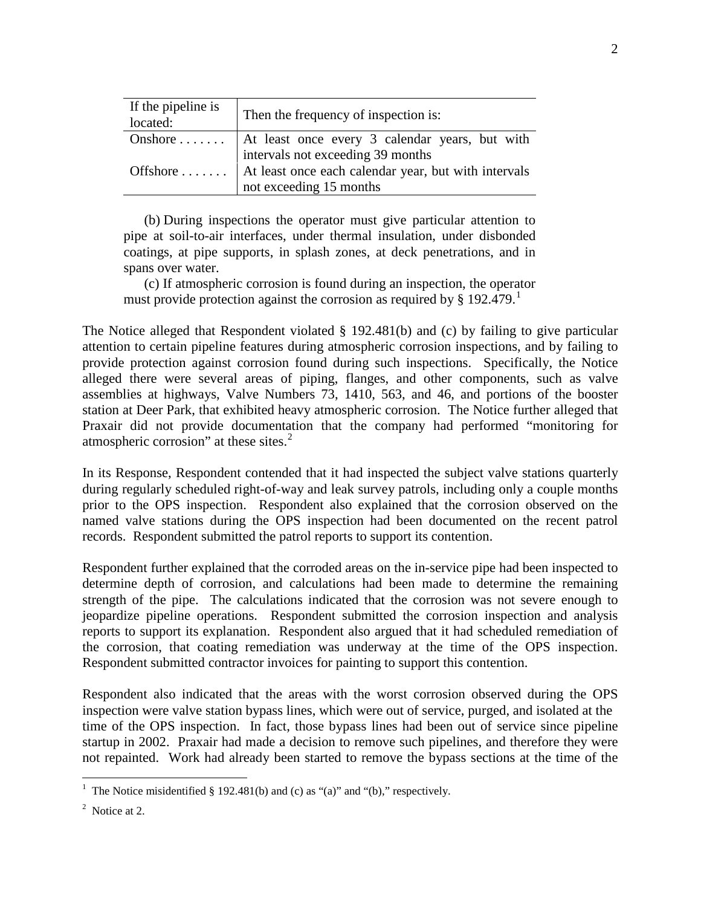| If the pipeline is located: | Then the frequency of inspection is: |
|---|---|
| Onshore . . . . . . . | At least once every 3 calendar years, but with intervals not exceeding 39 months |
| Offshore . . . . . . . | At least once each calendar year, but with intervals not exceeding 15 months |

(b) During inspections the operator must give particular attention to pipe at soil-to-air interfaces, under thermal insulation, under disbonded coatings, at pipe supports, in splash zones, at deck penetrations, and in spans over water.

(c) If atmospheric corrosion is found during an inspection, the operator must provide protection against the corrosion as required by § 192.479.[1]

The Notice alleged that Respondent violated § 192.481(b) and (c) by failing to give particular attention to certain pipeline features during atmospheric corrosion inspections, and by failing to provide protection against corrosion found during such inspections. Specifically, the Notice alleged there were several areas of piping, flanges, and other components, such as valve assemblies at highways, Valve Numbers 73, 1410, 563, and 46, and portions of the booster station at Deer Park, that exhibited heavy atmospheric corrosion. The Notice further alleged that Praxair did not provide documentation that the company had performed "monitoring for atmospheric corrosion" at these sites.[2]

In its Response, Respondent contended that it had inspected the subject valve stations quarterly during regularly scheduled right-of-way and leak survey patrols, including only a couple months prior to the OPS inspection. Respondent also explained that the corrosion observed on the named valve stations during the OPS inspection had been documented on the recent patrol records. Respondent submitted the patrol reports to support its contention.

Respondent further explained that the corroded areas on the in-service pipe had been inspected to determine depth of corrosion, and calculations had been made to determine the remaining strength of the pipe. The calculations indicated that the corrosion was not severe enough to jeopardize pipeline operations. Respondent submitted the corrosion inspection and analysis reports to support its explanation. Respondent also argued that it had scheduled remediation of the corrosion, that coating remediation was underway at the time of the OPS inspection. Respondent submitted contractor invoices for painting to support this contention.

Respondent also indicated that the areas with the worst corrosion observed during the OPS inspection were valve station bypass lines, which were out of service, purged, and isolated at the time of the OPS inspection. In fact, those bypass lines had been out of service since pipeline startup in 2002. Praxair had made a decision to remove such pipelines, and therefore they were not repainted. Work had already been started to remove the bypass sections at the time of the

[1] The Notice misidentified § 192.481(b) and (c) as "(a)" and "(b)," respectively.

[2] Notice at 2.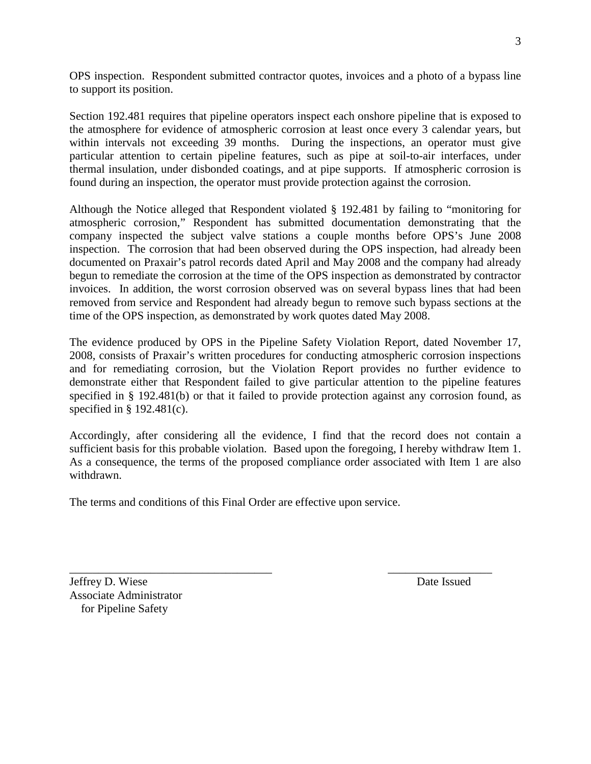OPS inspection. Respondent submitted contractor quotes, invoices and a photo of a bypass line to support its position.

Section 192.481 requires that pipeline operators inspect each onshore pipeline that is exposed to the atmosphere for evidence of atmospheric corrosion at least once every 3 calendar years, but within intervals not exceeding 39 months. During the inspections, an operator must give particular attention to certain pipeline features, such as pipe at soil-to-air interfaces, under thermal insulation, under disbonded coatings, and at pipe supports. If atmospheric corrosion is found during an inspection, the operator must provide protection against the corrosion.

Although the Notice alleged that Respondent violated § 192.481 by failing to "monitoring for atmospheric corrosion," Respondent has submitted documentation demonstrating that the company inspected the subject valve stations a couple months before OPS's June 2008 inspection. The corrosion that had been observed during the OPS inspection, had already been documented on Praxair's patrol records dated April and May 2008 and the company had already begun to remediate the corrosion at the time of the OPS inspection as demonstrated by contractor invoices. In addition, the worst corrosion observed was on several bypass lines that had been removed from service and Respondent had already begun to remove such bypass sections at the time of the OPS inspection, as demonstrated by work quotes dated May 2008.

The evidence produced by OPS in the Pipeline Safety Violation Report, dated November 17, 2008, consists of Praxair's written procedures for conducting atmospheric corrosion inspections and for remediating corrosion, but the Violation Report provides no further evidence to demonstrate either that Respondent failed to give particular attention to the pipeline features specified in § 192.481(b) or that it failed to provide protection against any corrosion found, as specified in § 192.481(c).

Accordingly, after considering all the evidence, I find that the record does not contain a sufficient basis for this probable violation. Based upon the foregoing, I hereby withdraw Item 1. As a consequence, the terms of the proposed compliance order associated with Item 1 are also withdrawn.

The terms and conditions of this Final Order are effective upon service.

\_\_\_\_\_\_\_\_\_\_\_\_\_\_\_\_\_\_\_\_\_\_\_\_\_\_\_\_\_\_\_\_\_\_\_ \_\_\_\_\_\_\_\_\_\_\_\_\_\_\_\_\_\_

Jeffrey D. Wiese
Associate Administrator
for Pipeline Safety

Date Issued